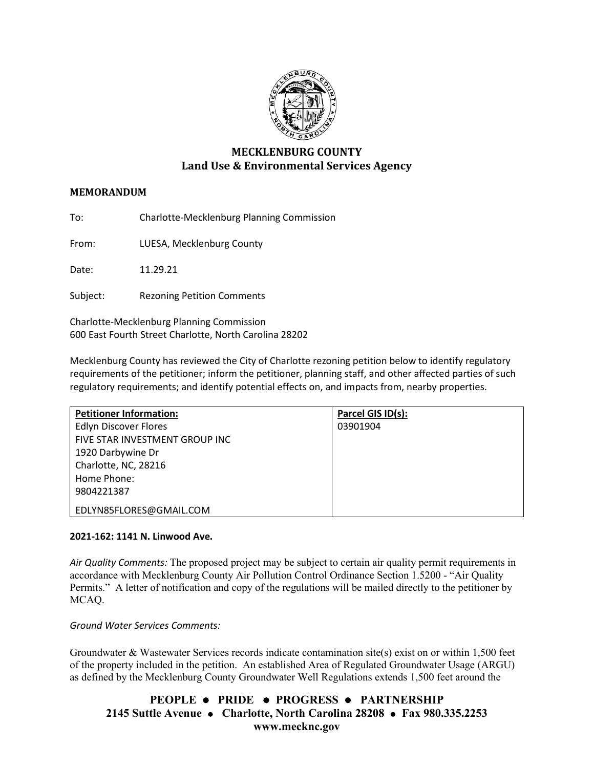# MECKLENBURG COUNTY
## Land Use & Environmental Services Agency

**MEMORANDUM**

To: Charlotte-Mecklenburg Planning Commission

From: LUESA, Mecklenburg County

Date: 11.29.21

Subject: Rezoning Petition Comments

Charlotte-Mecklenburg Planning Commission
600 East Fourth Street Charlotte, North Carolina 28202

Mecklenburg County has reviewed the City of Charlotte rezoning petition below to identify regulatory requirements of the petitioner; inform the petitioner, planning staff, and other affected parties of such regulatory requirements; and identify potential effects on, and impacts from, nearby properties.

| Petitioner Information: | Parcel GIS ID(s): |
| --- | --- |
| Edlyn Discover Flores<br>FIVE STAR INVESTMENT GROUP INC<br>1920 Darbywine Dr<br>Charlotte, NC, 28216<br>Home Phone:<br>9804221387<br>EDLYN85FLORES@GMAIL.COM | 03901904 |

**2021-162: 1141 N. Linwood Ave.**

*Air Quality Comments:* The proposed project may be subject to certain air quality permit requirements in accordance with Mecklenburg County Air Pollution Control Ordinance Section 1.5200 - "Air Quality Permits." A letter of notification and copy of the regulations will be mailed directly to the petitioner by MCAQ.

*Ground Water Services Comments:*

Groundwater & Wastewater Services records indicate contamination site(s) exist on or within 1,500 feet of the property included in the petition. An established Area of Regulated Groundwater Usage (ARGU) as defined by the Mecklenburg County Groundwater Well Regulations extends 1,500 feet around the

**PEOPLE • PRIDE • PROGRESS • PARTNERSHIP**
**2145 Suttle Avenue • Charlotte, North Carolina 28208 • Fax 980.335.2253**
**www.mecknc.gov**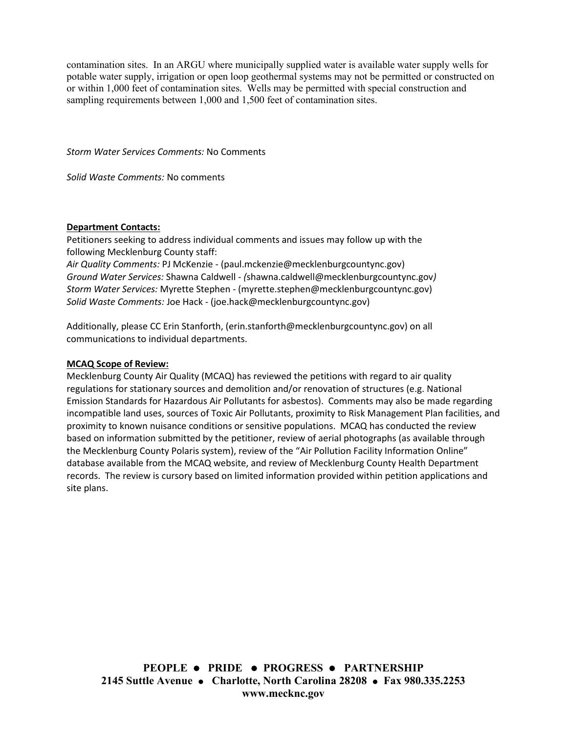contamination sites. In an ARGU where municipally supplied water is available water supply wells for potable water supply, irrigation or open loop geothermal systems may not be permitted or constructed on or within 1,000 feet of contamination sites. Wells may be permitted with special construction and sampling requirements between 1,000 and 1,500 feet of contamination sites.

*Storm Water Services Comments:* No Comments

*Solid Waste Comments:* No comments

**Department Contacts:**

Petitioners seeking to address individual comments and issues may follow up with the following Mecklenburg County staff:
*Air Quality Comments:* PJ McKenzie - (paul.mckenzie@mecklenburgcountync.gov)
*Ground Water Services:* Shawna Caldwell - *(*shawna.caldwell@mecklenburgcountync.gov*)*
*Storm Water Services:* Myrette Stephen - (myrette.stephen@mecklenburgcountync.gov)
*Solid Waste Comments:* Joe Hack - (joe.hack@mecklenburgcountync.gov)

Additionally, please CC Erin Stanforth, (erin.stanforth@mecklenburgcountync.gov) on all communications to individual departments.

**MCAQ Scope of Review:**

Mecklenburg County Air Quality (MCAQ) has reviewed the petitions with regard to air quality regulations for stationary sources and demolition and/or renovation of structures (e.g. National Emission Standards for Hazardous Air Pollutants for asbestos). Comments may also be made regarding incompatible land uses, sources of Toxic Air Pollutants, proximity to Risk Management Plan facilities, and proximity to known nuisance conditions or sensitive populations. MCAQ has conducted the review based on information submitted by the petitioner, review of aerial photographs (as available through the Mecklenburg County Polaris system), review of the "Air Pollution Facility Information Online" database available from the MCAQ website, and review of Mecklenburg County Health Department records. The review is cursory based on limited information provided within petition applications and site plans.